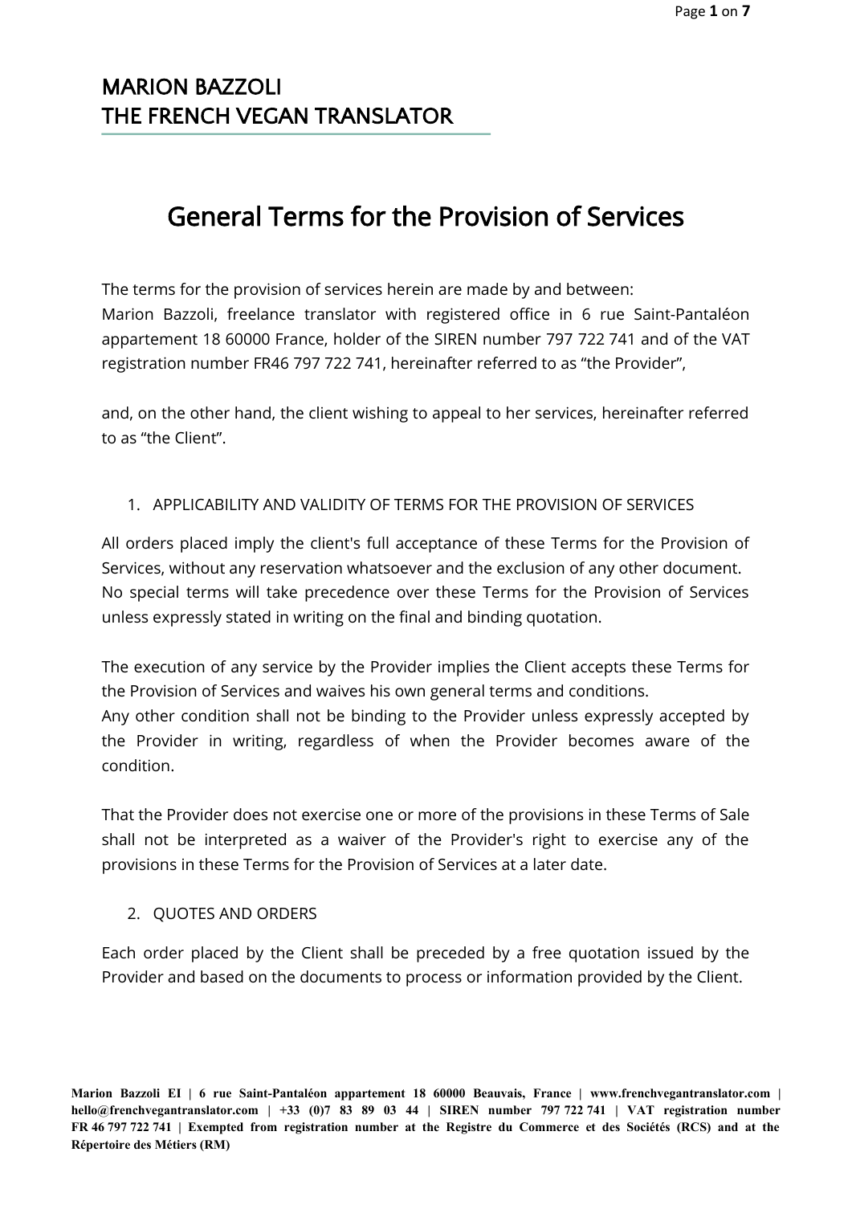MARION BAZZOLI
THE FRENCH VEGAN TRANSLATOR

# General Terms for the Provision of Services

The terms for the provision of services herein are made by and between:
Marion Bazzoli, freelance translator with registered office in 6 rue Saint-Pantaléon appartement 18 60000 France, holder of the SIREN number 797 722 741 and of the VAT registration number FR46 797 722 741, hereinafter referred to as “the Provider”,

and, on the other hand, the client wishing to appeal to her services, hereinafter referred to as “the Client”.

## 1. APPLICABILITY AND VALIDITY OF TERMS FOR THE PROVISION OF SERVICES

All orders placed imply the client's full acceptance of these Terms for the Provision of Services, without any reservation whatsoever and the exclusion of any other document.
No special terms will take precedence over these Terms for the Provision of Services unless expressly stated in writing on the final and binding quotation.

The execution of any service by the Provider implies the Client accepts these Terms for the Provision of Services and waives his own general terms and conditions.
Any other condition shall not be binding to the Provider unless expressly accepted by the Provider in writing, regardless of when the Provider becomes aware of the condition.

That the Provider does not exercise one or more of the provisions in these Terms of Sale shall not be interpreted as a waiver of the Provider's right to exercise any of the provisions in these Terms for the Provision of Services at a later date.

## 2. QUOTES AND ORDERS

Each order placed by the Client shall be preceded by a free quotation issued by the Provider and based on the documents to process or information provided by the Client.

**Marion Bazzoli EI | 6 rue Saint-Pantaléon appartement 18 60000 Beauvais, France | www.frenchvegantranslator.com | hello@frenchvegantranslator.com | +33 (0)7 83 89 03 44 | SIREN number 797 722 741 | VAT registration number FR 46 797 722 741 | Exempted from registration number at the Registre du Commerce et des Sociétés (RCS) and at the Répertoire des Métiers (RM)**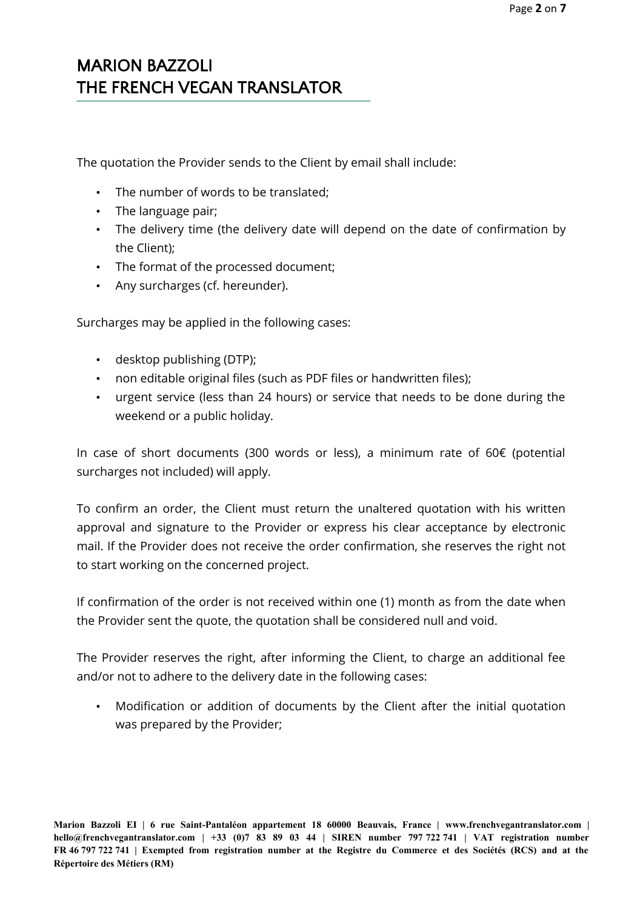The quotation the Provider sends to the Client by email shall include:

- The number of words to be translated;
- The language pair;
- The delivery time (the delivery date will depend on the date of confirmation by the Client);
- The format of the processed document;
- Any surcharges (cf. hereunder).

Surcharges may be applied in the following cases:

- desktop publishing (DTP);
- non editable original files (such as PDF files or handwritten files);
- urgent service (less than 24 hours) or service that needs to be done during the weekend or a public holiday.

In case of short documents (300 words or less), a minimum rate of 60€ (potential surcharges not included) will apply.

To confirm an order, the Client must return the unaltered quotation with his written approval and signature to the Provider or express his clear acceptance by electronic mail. If the Provider does not receive the order confirmation, she reserves the right not to start working on the concerned project.

If confirmation of the order is not received within one (1) month as from the date when the Provider sent the quote, the quotation shall be considered null and void.

The Provider reserves the right, after informing the Client, to charge an additional fee and/or not to adhere to the delivery date in the following cases:

- Modification or addition of documents by the Client after the initial quotation was prepared by the Provider;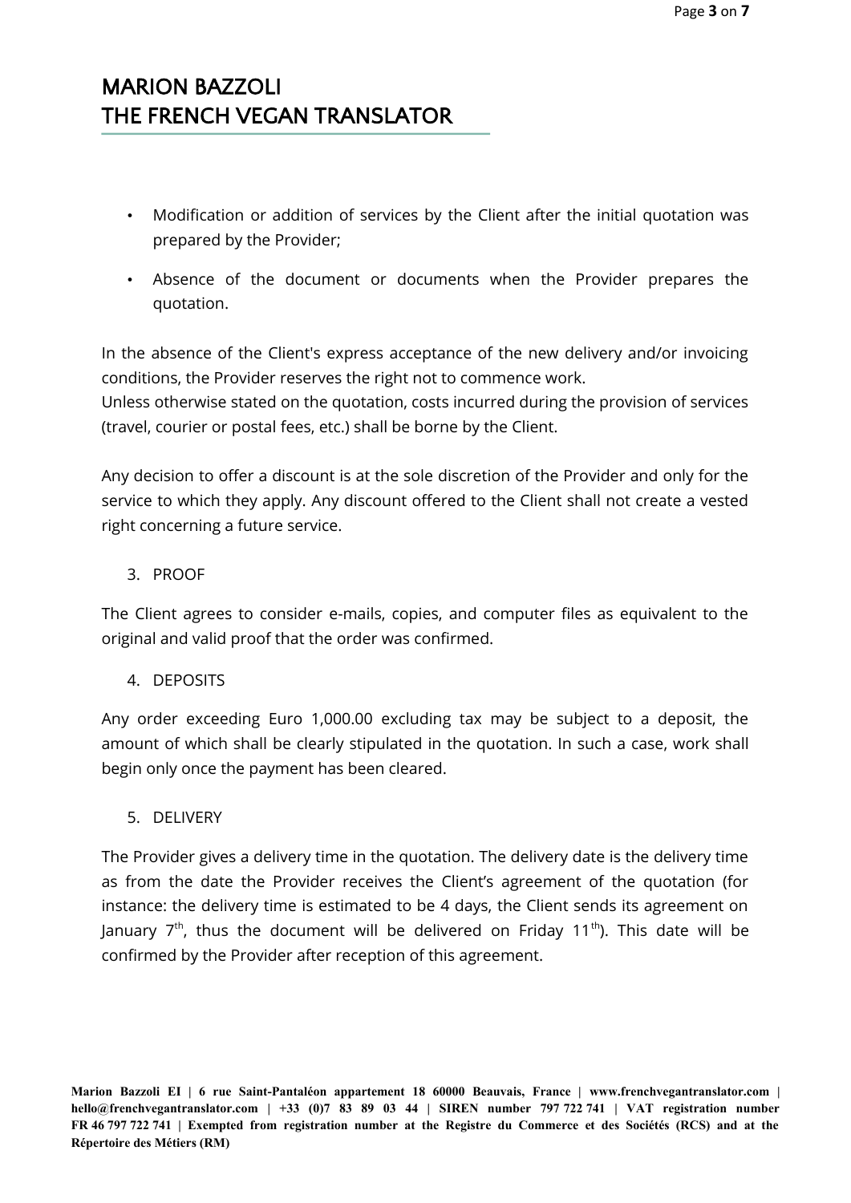- Modification or addition of services by the Client after the initial quotation was prepared by the Provider;
- Absence of the document or documents when the Provider prepares the quotation.

In the absence of the Client's express acceptance of the new delivery and/or invoicing conditions, the Provider reserves the right not to commence work.
Unless otherwise stated on the quotation, costs incurred during the provision of services (travel, courier or postal fees, etc.) shall be borne by the Client.

Any decision to offer a discount is at the sole discretion of the Provider and only for the service to which they apply. Any discount offered to the Client shall not create a vested right concerning a future service.

3. PROOF

The Client agrees to consider e-mails, copies, and computer files as equivalent to the original and valid proof that the order was confirmed.

4. DEPOSITS

Any order exceeding Euro 1,000.00 excluding tax may be subject to a deposit, the amount of which shall be clearly stipulated in the quotation. In such a case, work shall begin only once the payment has been cleared.

5. DELIVERY

The Provider gives a delivery time in the quotation. The delivery date is the delivery time as from the date the Provider receives the Client's agreement of the quotation (for instance: the delivery time is estimated to be 4 days, the Client sends its agreement on January 7th, thus the document will be delivered on Friday 11th). This date will be confirmed by the Provider after reception of this agreement.

**Marion Bazzoli EI | 6 rue Saint-Pantaléon appartement 18 60000 Beauvais, France | www.frenchvegantranslator.com | hello@frenchvegantranslator.com | +33 (0)7 83 89 03 44 | SIREN number 797 722 741 | VAT registration number FR 46 797 722 741 | Exempted from registration number at the Registre du Commerce et des Sociétés (RCS) and at the Répertoire des Métiers (RM)**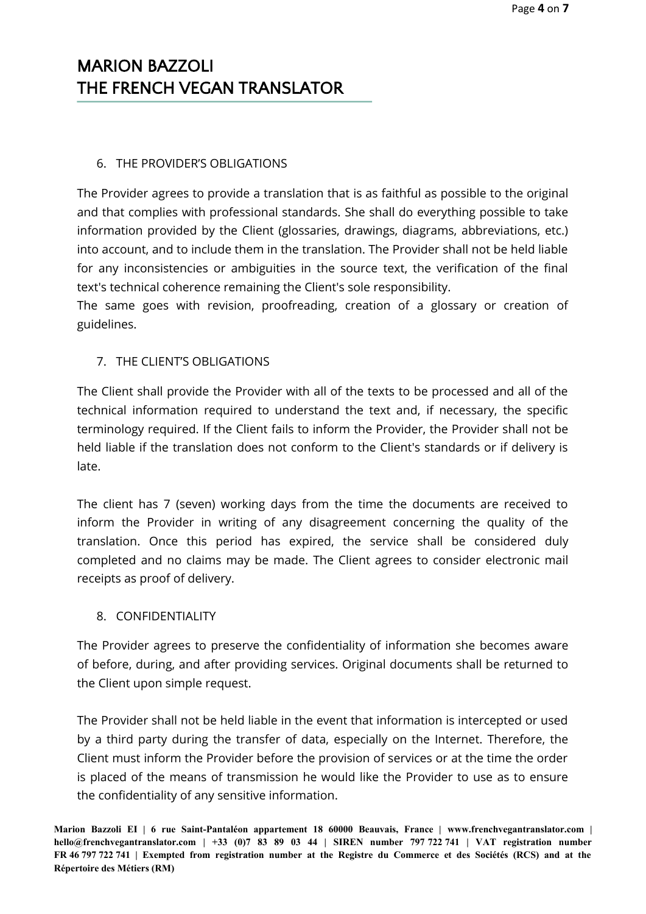# MARION BAZZOLI
# THE FRENCH VEGAN TRANSLATOR

6. THE PROVIDER'S OBLIGATIONS

The Provider agrees to provide a translation that is as faithful as possible to the original and that complies with professional standards. She shall do everything possible to take information provided by the Client (glossaries, drawings, diagrams, abbreviations, etc.) into account, and to include them in the translation. The Provider shall not be held liable for any inconsistencies or ambiguities in the source text, the verification of the final text's technical coherence remaining the Client's sole responsibility.
The same goes with revision, proofreading, creation of a glossary or creation of guidelines.

7. THE CLIENT'S OBLIGATIONS

The Client shall provide the Provider with all of the texts to be processed and all of the technical information required to understand the text and, if necessary, the specific terminology required. If the Client fails to inform the Provider, the Provider shall not be held liable if the translation does not conform to the Client's standards or if delivery is late.

The client has 7 (seven) working days from the time the documents are received to inform the Provider in writing of any disagreement concerning the quality of the translation. Once this period has expired, the service shall be considered duly completed and no claims may be made. The Client agrees to consider electronic mail receipts as proof of delivery.

8. CONFIDENTIALITY

The Provider agrees to preserve the confidentiality of information she becomes aware of before, during, and after providing services. Original documents shall be returned to the Client upon simple request.

The Provider shall not be held liable in the event that information is intercepted or used by a third party during the transfer of data, especially on the Internet. Therefore, the Client must inform the Provider before the provision of services or at the time the order is placed of the means of transmission he would like the Provider to use as to ensure the confidentiality of any sensitive information.

**Marion Bazzoli EI | 6 rue Saint-Pantaléon appartement 18 60000 Beauvais, France | www.frenchvegantranslator.com | hello@frenchvegantranslator.com | +33 (0)7 83 89 03 44 | SIREN number 797 722 741 | VAT registration number FR 46 797 722 741 | Exempted from registration number at the Registre du Commerce et des Sociétés (RCS) and at the Répertoire des Métiers (RM)**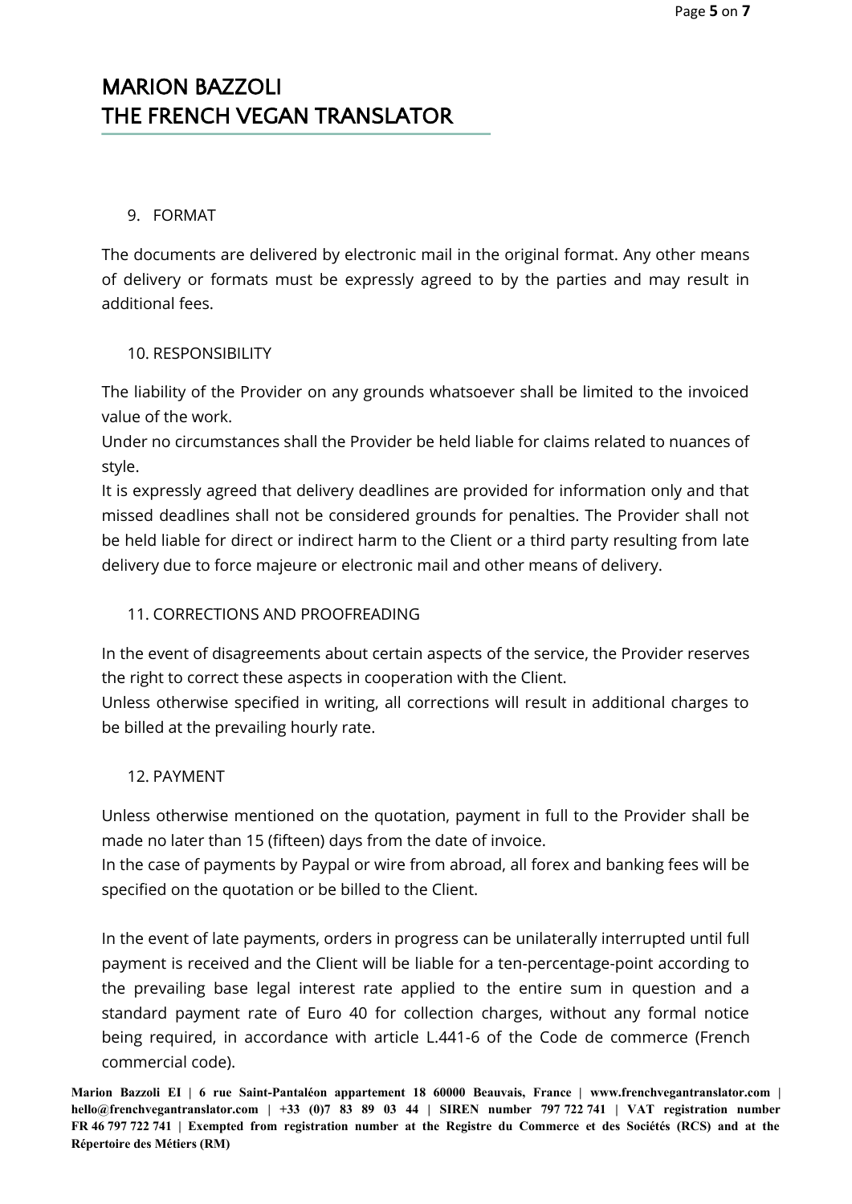## 9. FORMAT

The documents are delivered by electronic mail in the original format. Any other means of delivery or formats must be expressly agreed to by the parties and may result in additional fees.

## 10. RESPONSIBILITY

The liability of the Provider on any grounds whatsoever shall be limited to the invoiced value of the work.

Under no circumstances shall the Provider be held liable for claims related to nuances of style.

It is expressly agreed that delivery deadlines are provided for information only and that missed deadlines shall not be considered grounds for penalties. The Provider shall not be held liable for direct or indirect harm to the Client or a third party resulting from late delivery due to force majeure or electronic mail and other means of delivery.

## 11. CORRECTIONS AND PROOFREADING

In the event of disagreements about certain aspects of the service, the Provider reserves the right to correct these aspects in cooperation with the Client.

Unless otherwise specified in writing, all corrections will result in additional charges to be billed at the prevailing hourly rate.

## 12. PAYMENT

Unless otherwise mentioned on the quotation, payment in full to the Provider shall be made no later than 15 (fifteen) days from the date of invoice.

In the case of payments by Paypal or wire from abroad, all forex and banking fees will be specified on the quotation or be billed to the Client.

In the event of late payments, orders in progress can be unilaterally interrupted until full payment is received and the Client will be liable for a ten-percentage-point according to the prevailing base legal interest rate applied to the entire sum in question and a standard payment rate of Euro 40 for collection charges, without any formal notice being required, in accordance with article L.441-6 of the Code de commerce (French commercial code).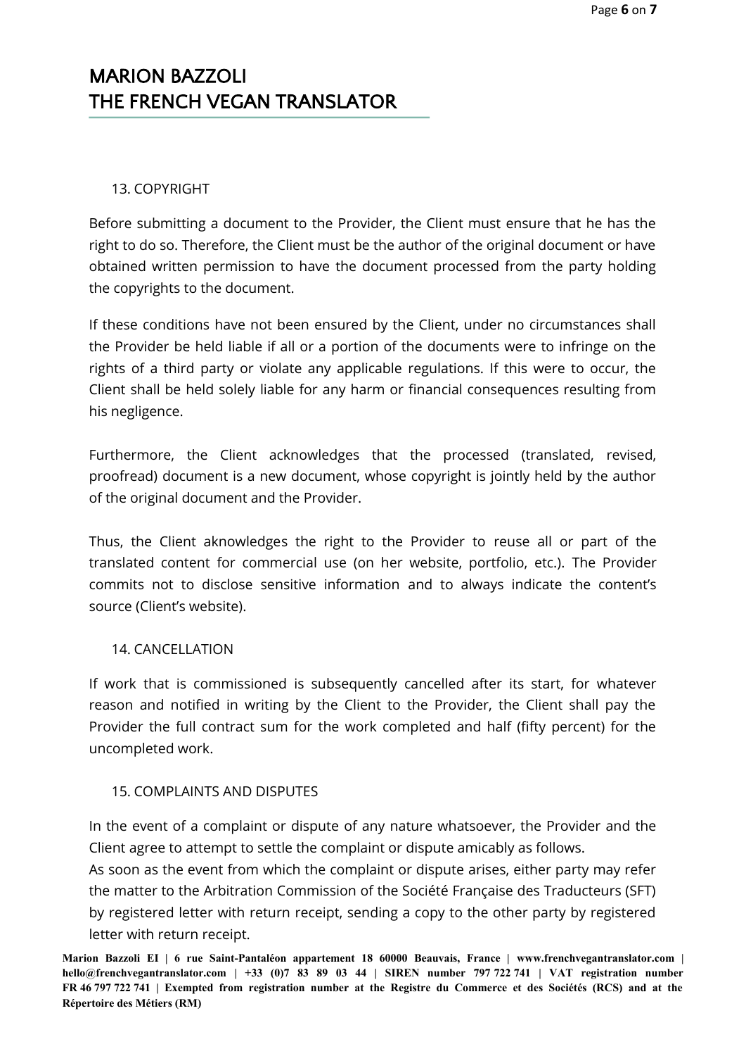# MARION BAZZOLI
# THE FRENCH VEGAN TRANSLATOR

## 13. COPYRIGHT

Before submitting a document to the Provider, the Client must ensure that he has the right to do so. Therefore, the Client must be the author of the original document or have obtained written permission to have the document processed from the party holding the copyrights to the document.

If these conditions have not been ensured by the Client, under no circumstances shall the Provider be held liable if all or a portion of the documents were to infringe on the rights of a third party or violate any applicable regulations. If this were to occur, the Client shall be held solely liable for any harm or financial consequences resulting from his negligence.

Furthermore, the Client acknowledges that the processed (translated, revised, proofread) document is a new document, whose copyright is jointly held by the author of the original document and the Provider.

Thus, the Client aknowledges the right to the Provider to reuse all or part of the translated content for commercial use (on her website, portfolio, etc.). The Provider commits not to disclose sensitive information and to always indicate the content's source (Client's website).

## 14. CANCELLATION

If work that is commissioned is subsequently cancelled after its start, for whatever reason and notified in writing by the Client to the Provider, the Client shall pay the Provider the full contract sum for the work completed and half (fifty percent) for the uncompleted work.

## 15. COMPLAINTS AND DISPUTES

In the event of a complaint or dispute of any nature whatsoever, the Provider and the Client agree to attempt to settle the complaint or dispute amicably as follows.
As soon as the event from which the complaint or dispute arises, either party may refer the matter to the Arbitration Commission of the Société Française des Traducteurs (SFT) by registered letter with return receipt, sending a copy to the other party by registered letter with return receipt.

**Marion Bazzoli EI | 6 rue Saint-Pantaléon appartement 18 60000 Beauvais, France | www.frenchvegantranslator.com | hello@frenchvegantranslator.com | +33 (0)7 83 89 03 44 | SIREN number 797 722 741 | VAT registration number FR 46 797 722 741 | Exempted from registration number at the Registre du Commerce et des Sociétés (RCS) and at the Répertoire des Métiers (RM)**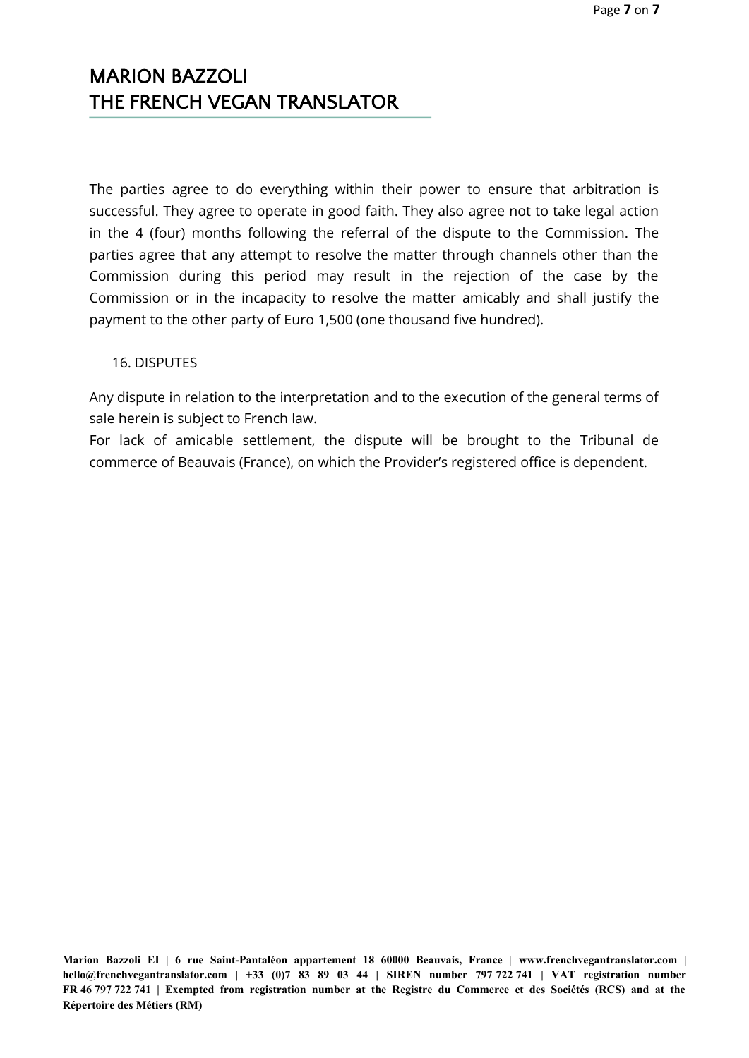The parties agree to do everything within their power to ensure that arbitration is successful. They agree to operate in good faith. They also agree not to take legal action in the 4 (four) months following the referral of the dispute to the Commission. The parties agree that any attempt to resolve the matter through channels other than the Commission during this period may result in the rejection of the case by the Commission or in the incapacity to resolve the matter amicably and shall justify the payment to the other party of Euro 1,500 (one thousand five hundred).

## 16. DISPUTES

Any dispute in relation to the interpretation and to the execution of the general terms of sale herein is subject to French law.
For lack of amicable settlement, the dispute will be brought to the Tribunal de commerce of Beauvais (France), on which the Provider's registered office is dependent.